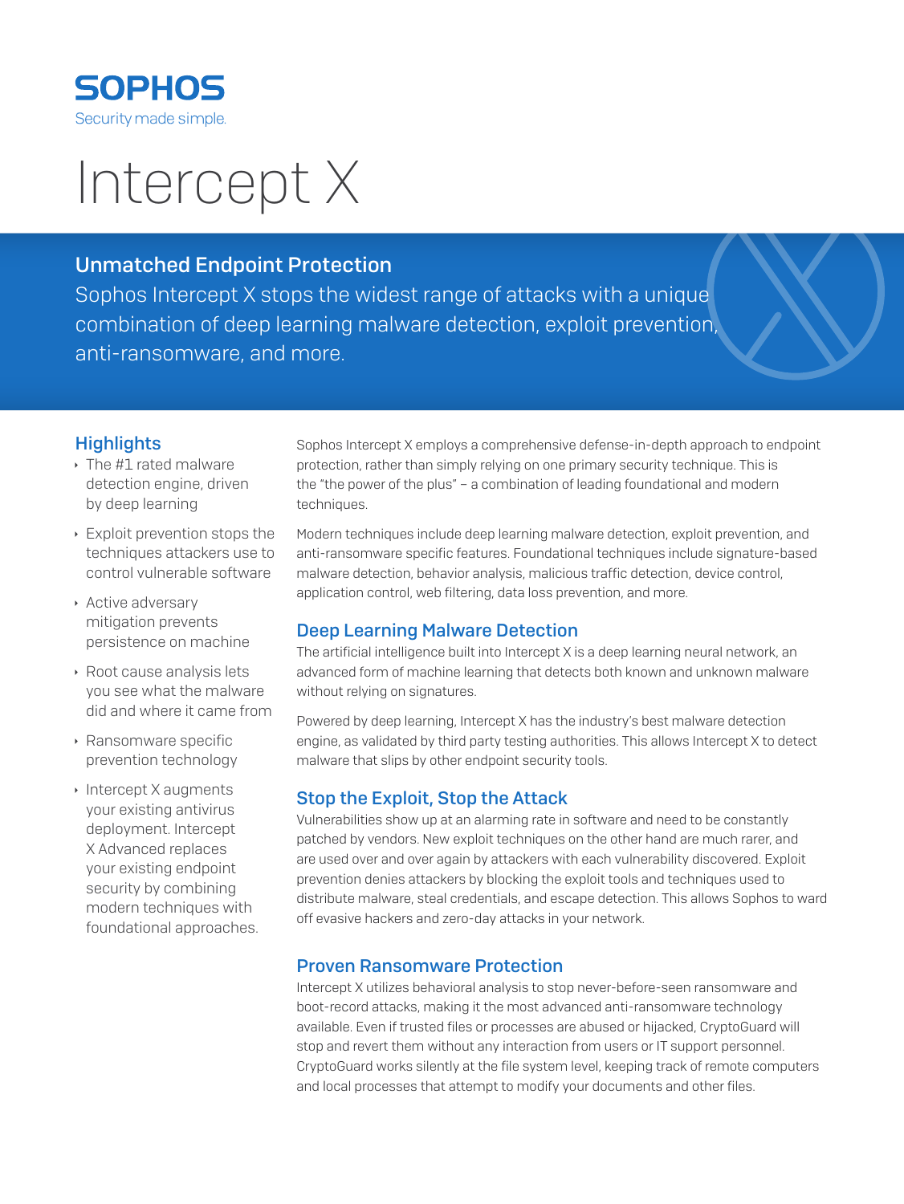SOPHOS

Security made simple.

# Intercept X

## Unmatched Endpoint Protection

Sophos Intercept X stops the widest range of attacks with a unique combination of deep learning malware detection, exploit prevention, anti-ransomware, and more.

### Highlights

- The #1 rated malware detection engine, driven by deep learning
- Exploit prevention stops the techniques attackers use to control vulnerable software
- Active adversary mitigation prevents persistence on machine
- Root cause analysis lets you see what the malware did and where it came from
- Ransomware specific prevention technology
- Intercept X augments your existing antivirus deployment. Intercept X Advanced replaces your existing endpoint security by combining modern techniques with foundational approaches.

Sophos Intercept X employs a comprehensive defense-in-depth approach to endpoint protection, rather than simply relying on one primary security technique. This is the "the power of the plus" – a combination of leading foundational and modern techniques.

Modern techniques include deep learning malware detection, exploit prevention, and anti-ransomware specific features. Foundational techniques include signature-based malware detection, behavior analysis, malicious traffic detection, device control, application control, web filtering, data loss prevention, and more.

### Deep Learning Malware Detection

The artificial intelligence built into Intercept X is a deep learning neural network, an advanced form of machine learning that detects both known and unknown malware without relying on signatures.

Powered by deep learning, Intercept X has the industry's best malware detection engine, as validated by third party testing authorities. This allows Intercept X to detect malware that slips by other endpoint security tools.

### Stop the Exploit, Stop the Attack

Vulnerabilities show up at an alarming rate in software and need to be constantly patched by vendors. New exploit techniques on the other hand are much rarer, and are used over and over again by attackers with each vulnerability discovered. Exploit prevention denies attackers by blocking the exploit tools and techniques used to distribute malware, steal credentials, and escape detection. This allows Sophos to ward off evasive hackers and zero-day attacks in your network.

### Proven Ransomware Protection

Intercept X utilizes behavioral analysis to stop never-before-seen ransomware and boot-record attacks, making it the most advanced anti-ransomware technology available. Even if trusted files or processes are abused or hijacked, CryptoGuard will stop and revert them without any interaction from users or IT support personnel. CryptoGuard works silently at the file system level, keeping track of remote computers and local processes that attempt to modify your documents and other files.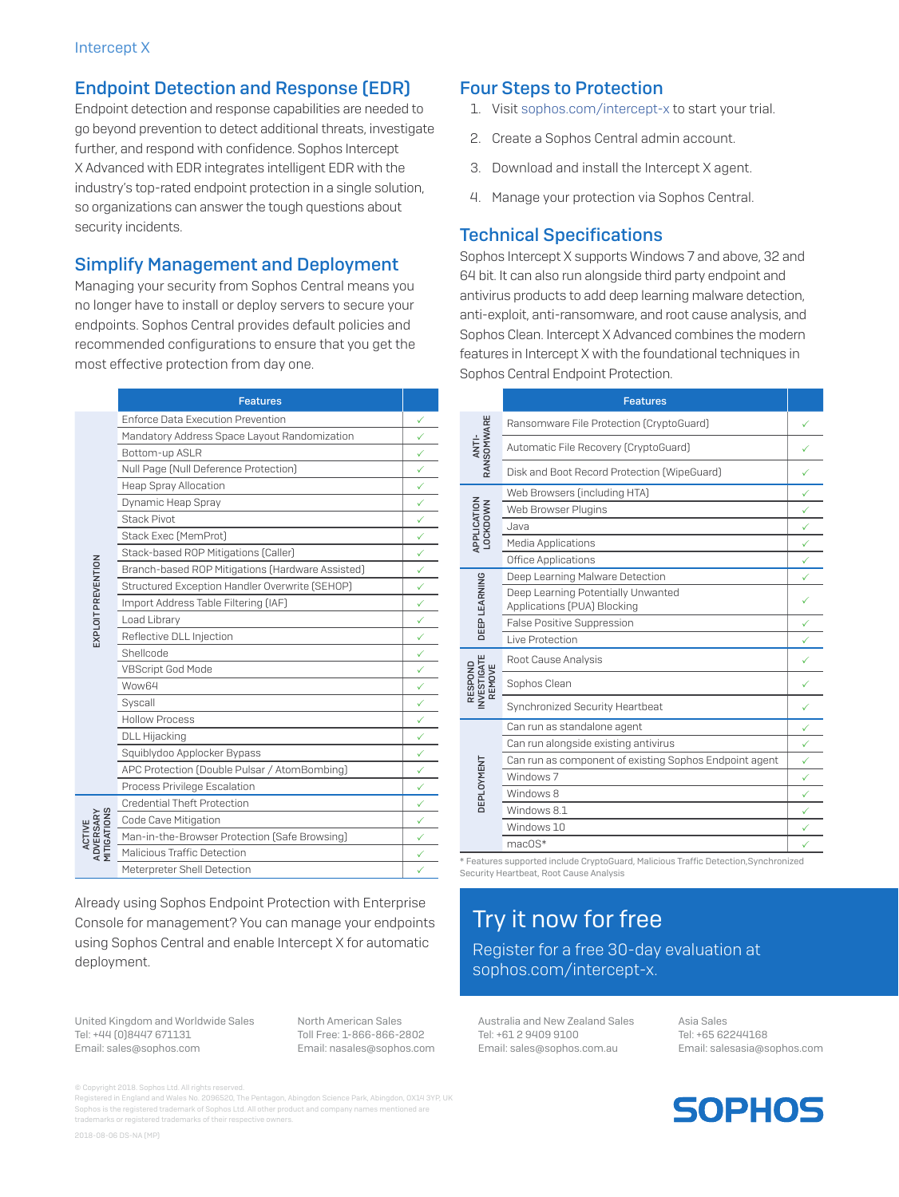## Endpoint Detection and Response (EDR)

Endpoint detection and response capabilities are needed to go beyond prevention to detect additional threats, investigate further, and respond with confidence. Sophos Intercept X Advanced with EDR integrates intelligent EDR with the industry's top-rated endpoint protection in a single solution, so organizations can answer the tough questions about security incidents.

## Simplify Management and Deployment

Managing your security from Sophos Central means you no longer have to install or deploy servers to secure your endpoints. Sophos Central provides default policies and recommended configurations to ensure that you get the most effective protection from day one.

| | Features | |
|---|---|---|
| EXPLOIT PREVENTION | Enforce Data Execution Prevention | ✓ |
| | Mandatory Address Space Layout Randomization | ✓ |
| | Bottom-up ASLR | ✓ |
| | Null Page (Null Deference Protection) | ✓ |
| | Heap Spray Allocation | ✓ |
| | Dynamic Heap Spray | ✓ |
| | Stack Pivot | ✓ |
| | Stack Exec (MemProt) | ✓ |
| | Stack-based ROP Mitigations (Caller) | ✓ |
| | Branch-based ROP Mitigations (Hardware Assisted) | ✓ |
| | Structured Exception Handler Overwrite (SEHOP) | ✓ |
| | Import Address Table Filtering (IAF) | ✓ |
| | Load Library | ✓ |
| | Reflective DLL Injection | ✓ |
| | Shellcode | ✓ |
| | VBScript God Mode | ✓ |
| | Wow64 | ✓ |
| | Syscall | ✓ |
| | Hollow Process | ✓ |
| | DLL Hijacking | ✓ |
| | Squiblydoo Applocker Bypass | ✓ |
| | APC Protection (Double Pulsar / AtomBombing) | ✓ |
| | Process Privilege Escalation | ✓ |
| ACTIVE ADVERSARY MITIGATIONS | Credential Theft Protection | ✓ |
| | Code Cave Mitigation | ✓ |
| | Man-in-the-Browser Protection (Safe Browsing) | ✓ |
| | Malicious Traffic Detection | ✓ |
| | Meterpreter Shell Detection | ✓ |

Already using Sophos Endpoint Protection with Enterprise Console for management? You can manage your endpoints using Sophos Central and enable Intercept X for automatic deployment.

## Four Steps to Protection

1. Visit sophos.com/intercept-x to start your trial.
2. Create a Sophos Central admin account.
3. Download and install the Intercept X agent.
4. Manage your protection via Sophos Central.

## Technical Specifications

Sophos Intercept X supports Windows 7 and above, 32 and 64 bit. It can also run alongside third party endpoint and antivirus products to add deep learning malware detection, anti-exploit, anti-ransomware, and root cause analysis, and Sophos Clean. Intercept X Advanced combines the modern features in Intercept X with the foundational techniques in Sophos Central Endpoint Protection.

| | Features | |
|---|---|---|
| ANTI-RANSOMWARE | Ransomware File Protection (CryptoGuard) | ✓ |
| | Automatic File Recovery (CryptoGuard) | ✓ |
| | Disk and Boot Record Protection (WipeGuard) | ✓ |
| APPLICATION LOCKDOWN | Web Browsers (including HTA) | ✓ |
| | Web Browser Plugins | ✓ |
| | Java | ✓ |
| | Media Applications | ✓ |
| | Office Applications | ✓ |
| DEEP LEARNING | Deep Learning Malware Detection | ✓ |
| | Deep Learning Potentially Unwanted Applications (PUA) Blocking | ✓ |
| | False Positive Suppression | ✓ |
| | Live Protection | ✓ |
| RESPOND INVESTIGATE REMOVE | Root Cause Analysis | ✓ |
| | Sophos Clean | ✓ |
| | Synchronized Security Heartbeat | ✓ |
| DEPLOYMENT | Can run as standalone agent | ✓ |
| | Can run alongside existing antivirus | ✓ |
| | Can run as component of existing Sophos Endpoint agent | ✓ |
| | Windows 7 | ✓ |
| | Windows 8 | ✓ |
| | Windows 8.1 | ✓ |
| | Windows 10 | ✓ |
| | macOS* | ✓ |

\* Features supported include CryptoGuard, Malicious Traffic Detection,Synchronized Security Heartbeat, Root Cause Analysis

## Try it now for free

Register for a free 30-day evaluation at sophos.com/intercept-x.

United Kingdom and Worldwide Sales
Tel: +44 (0)8447 671131
Email: sales@sophos.com

North American Sales
Toll Free: 1-866-866-2802
Email: nasales@sophos.com

Australia and New Zealand Sales
Tel: +61 2 9409 9100
Email: sales@sophos.com.au

Asia Sales
Tel: +65 62244168
Email: salesasia@sophos.com

© Copyright 2018. Sophos Ltd. All rights reserved.
Registered in England and Wales No. 2096520, The Pentagon, Abingdon Science Park, Abingdon, OX14 3YP, UK
Sophos is the registered trademark of Sophos Ltd. All other product and company names mentioned are trademarks or registered trademarks of their respective owners.

2018-08-06 DS-NA (MP)

SOPHOS